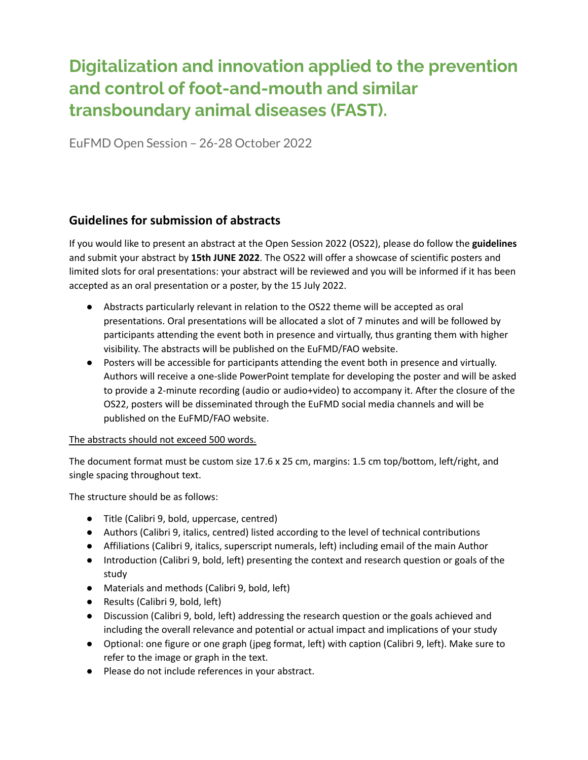# Digitalization and innovation applied to the prevention and control of foot-and-mouth and similar transboundary animal diseases (FAST).

EuFMD Open Session – 26-28 October 2022

## Guidelines for submission of abstracts

If you would like to present an abstract at the Open Session 2022 (OS22), please do follow the **guidelines** and submit your abstract by **15th JUNE 2022**. The OS22 will offer a showcase of scientific posters and limited slots for oral presentations: your abstract will be reviewed and you will be informed if it has been accepted as an oral presentation or a poster, by the 15 July 2022.

- Abstracts particularly relevant in relation to the OS22 theme will be accepted as oral presentations. Oral presentations will be allocated a slot of 7 minutes and will be followed by participants attending the event both in presence and virtually, thus granting them with higher visibility. The abstracts will be published on the EuFMD/FAO website.
- Posters will be accessible for participants attending the event both in presence and virtually. Authors will receive a one-slide PowerPoint template for developing the poster and will be asked to provide a 2-minute recording (audio or audio+video) to accompany it. After the closure of the OS22, posters will be disseminated through the EuFMD social media channels and will be published on the EuFMD/FAO website.

<u>The abstracts should not exceed 500 words.</u>

The document format must be custom size 17.6 x 25 cm, margins: 1.5 cm top/bottom, left/right, and single spacing throughout text.

The structure should be as follows:

- Title (Calibri 9, bold, uppercase, centred)
- Authors (Calibri 9, italics, centred) listed according to the level of technical contributions
- Affiliations (Calibri 9, italics, superscript numerals, left) including email of the main Author
- Introduction (Calibri 9, bold, left) presenting the context and research question or goals of the study
- Materials and methods (Calibri 9, bold, left)
- Results (Calibri 9, bold, left)
- Discussion (Calibri 9, bold, left) addressing the research question or the goals achieved and including the overall relevance and potential or actual impact and implications of your study
- Optional: one figure or one graph (jpeg format, left) with caption (Calibri 9, left). Make sure to refer to the image or graph in the text.
- Please do not include references in your abstract.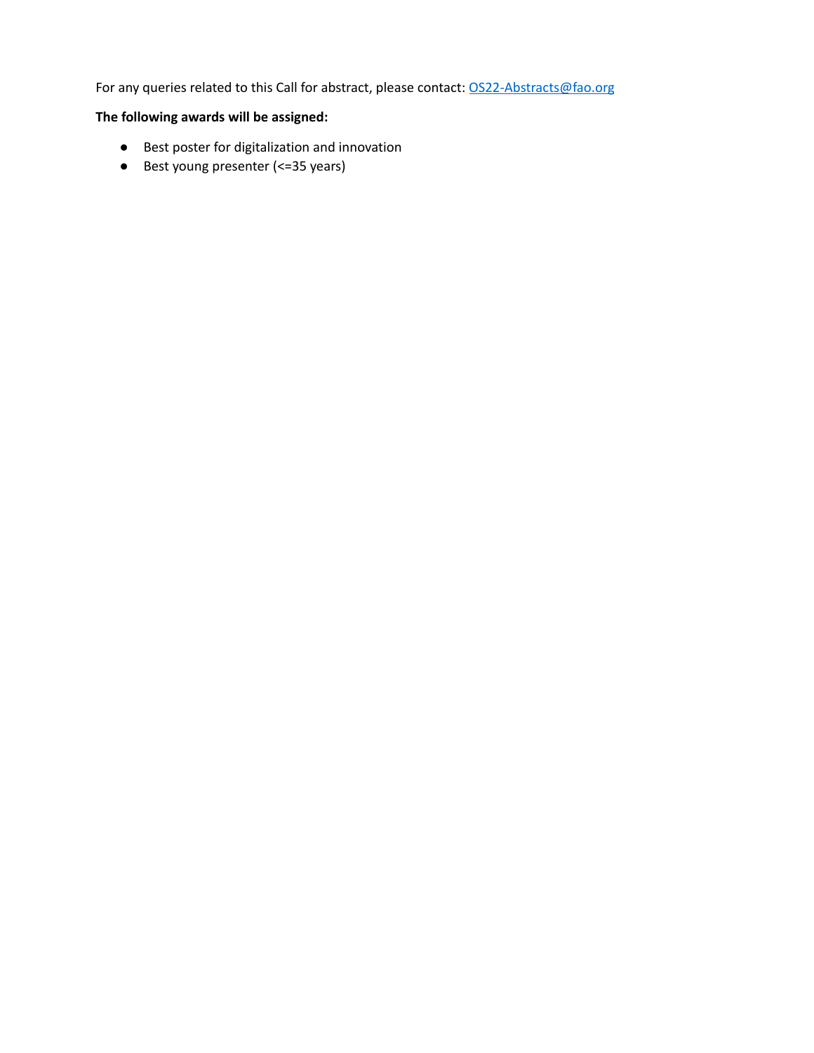For any queries related to this Call for abstract, please contact: OS22-Abstracts@fao.org

**The following awards will be assigned:**

- Best poster for digitalization and innovation
- Best young presenter (<=35 years)